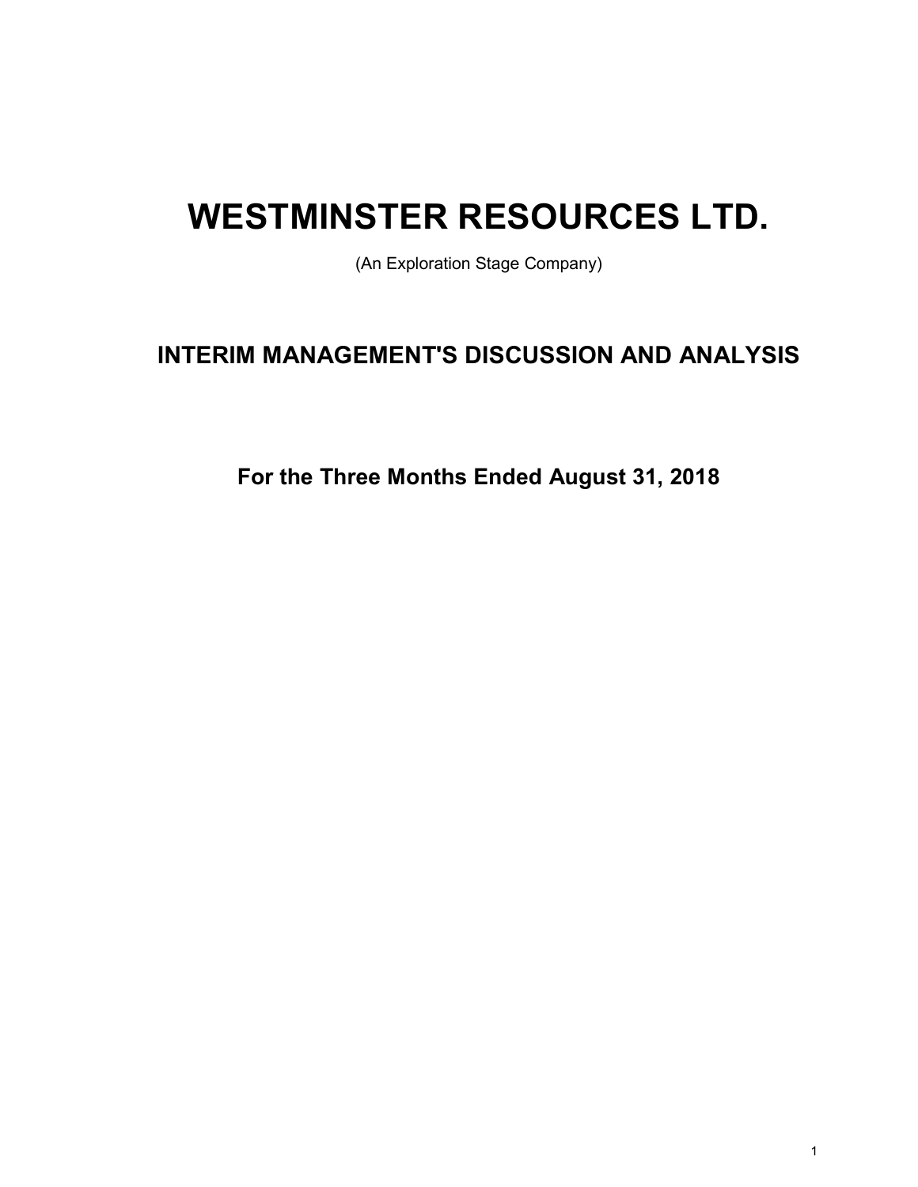# WESTMINSTER RESOURCES LTD.

(An Exploration Stage Company)

## INTERIM MANAGEMENT'S DISCUSSION AND ANALYSIS

### For the Three Months Ended August 31, 2018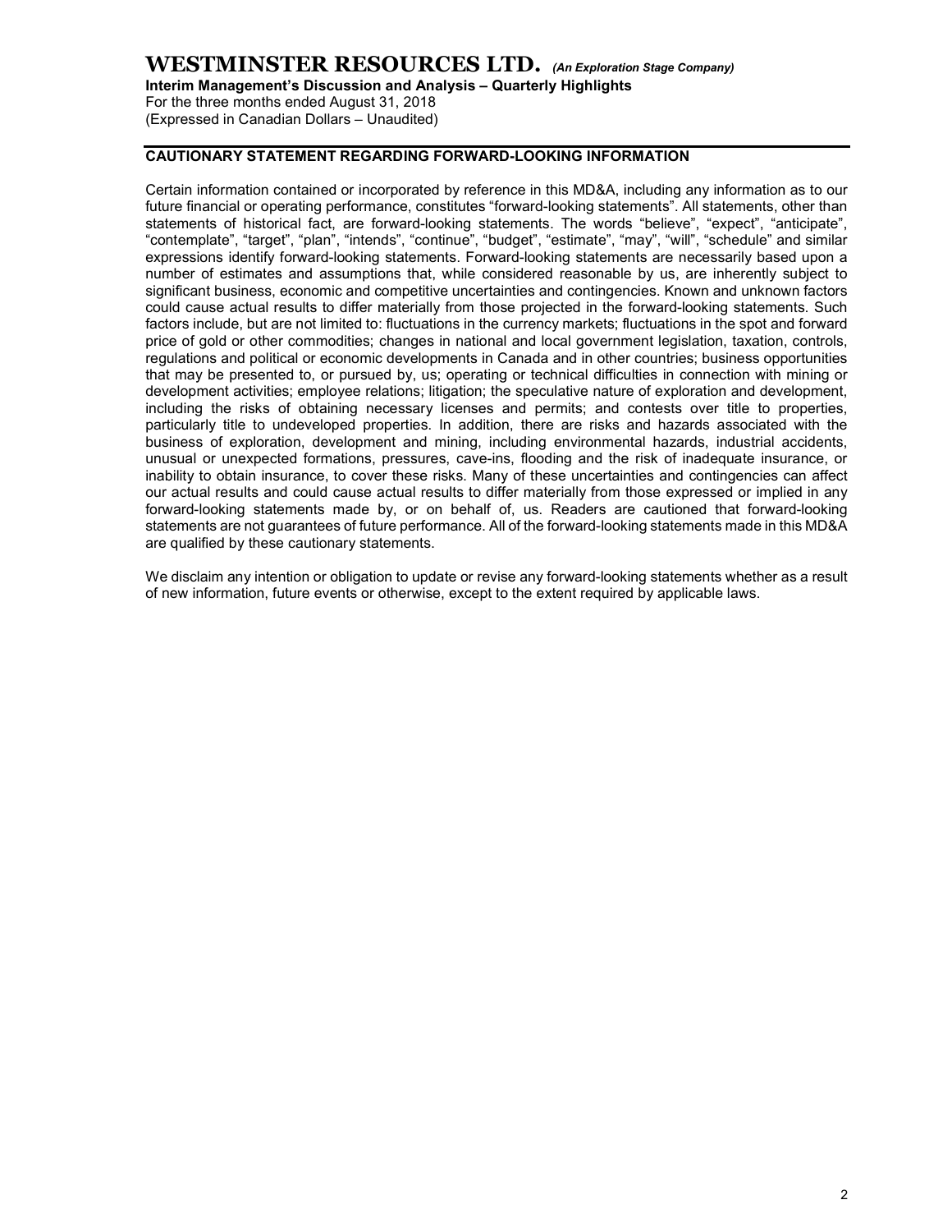## CAUTIONARY STATEMENT REGARDING FORWARD-LOOKING INFORMATION

Certain information contained or incorporated by reference in this MD&A, including any information as to our future financial or operating performance, constitutes "forward-looking statements". All statements, other than statements of historical fact, are forward-looking statements. The words "believe", "expect", "anticipate", "contemplate", "target", "plan", "intends", "continue", "budget", "estimate", "may", "will", "schedule" and similar expressions identify forward-looking statements. Forward-looking statements are necessarily based upon a number of estimates and assumptions that, while considered reasonable by us, are inherently subject to significant business, economic and competitive uncertainties and contingencies. Known and unknown factors could cause actual results to differ materially from those projected in the forward-looking statements. Such factors include, but are not limited to: fluctuations in the currency markets; fluctuations in the spot and forward price of gold or other commodities; changes in national and local government legislation, taxation, controls, regulations and political or economic developments in Canada and in other countries; business opportunities that may be presented to, or pursued by, us; operating or technical difficulties in connection with mining or development activities; employee relations; litigation; the speculative nature of exploration and development, including the risks of obtaining necessary licenses and permits; and contests over title to properties, particularly title to undeveloped properties. In addition, there are risks and hazards associated with the business of exploration, development and mining, including environmental hazards, industrial accidents, unusual or unexpected formations, pressures, cave-ins, flooding and the risk of inadequate insurance, or inability to obtain insurance, to cover these risks. Many of these uncertainties and contingencies can affect our actual results and could cause actual results to differ materially from those expressed or implied in any forward-looking statements made by, or on behalf of, us. Readers are cautioned that forward-looking statements are not guarantees of future performance. All of the forward-looking statements made in this MD&A are qualified by these cautionary statements.

We disclaim any intention or obligation to update or revise any forward-looking statements whether as a result of new information, future events or otherwise, except to the extent required by applicable laws.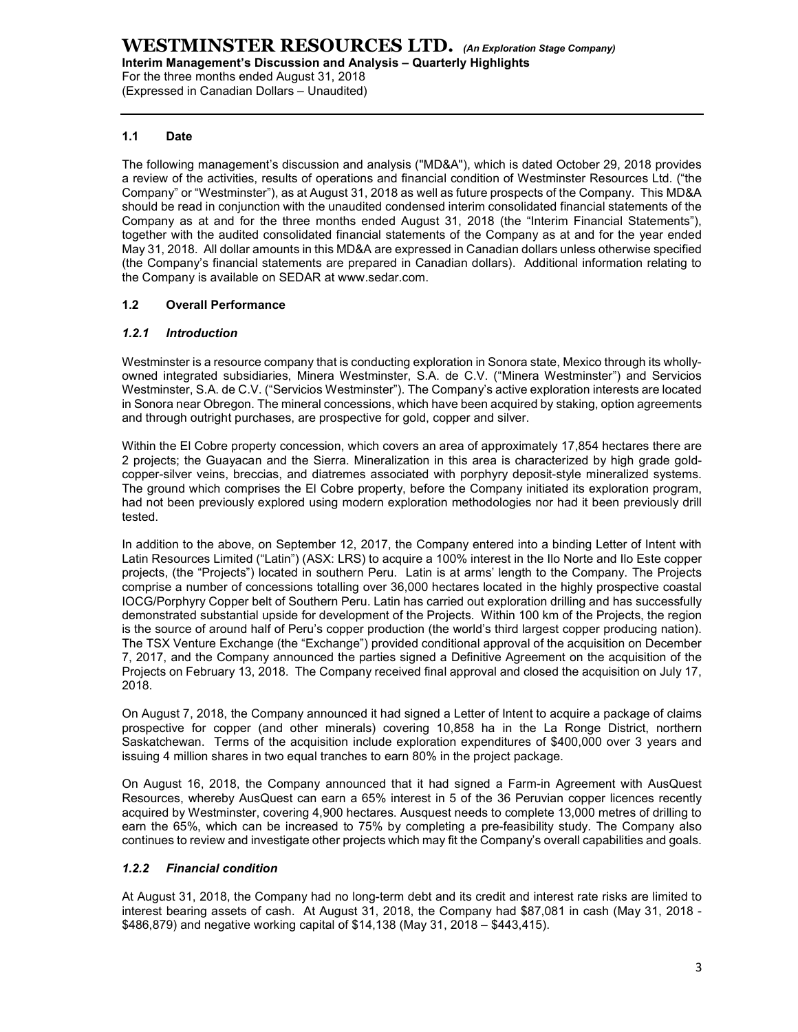## 1.1 Date

The following management's discussion and analysis ("MD&A"), which is dated October 29, 2018 provides a review of the activities, results of operations and financial condition of Westminster Resources Ltd. ("the Company" or "Westminster"), as at August 31, 2018 as well as future prospects of the Company. This MD&A should be read in conjunction with the unaudited condensed interim consolidated financial statements of the Company as at and for the three months ended August 31, 2018 (the "Interim Financial Statements"), together with the audited consolidated financial statements of the Company as at and for the year ended May 31, 2018. All dollar amounts in this MD&A are expressed in Canadian dollars unless otherwise specified (the Company's financial statements are prepared in Canadian dollars). Additional information relating to the Company is available on SEDAR at www.sedar.com.

## 1.2 Overall Performance

### *1.2.1 Introduction*

Westminster is a resource company that is conducting exploration in Sonora state, Mexico through its wholly-owned integrated subsidiaries, Minera Westminster, S.A. de C.V. ("Minera Westminster") and Servicios Westminster, S.A. de C.V. ("Servicios Westminster"). The Company's active exploration interests are located in Sonora near Obregon. The mineral concessions, which have been acquired by staking, option agreements and through outright purchases, are prospective for gold, copper and silver.

Within the El Cobre property concession, which covers an area of approximately 17,854 hectares there are 2 projects; the Guayacan and the Sierra. Mineralization in this area is characterized by high grade gold-copper-silver veins, breccias, and diatremes associated with porphyry deposit-style mineralized systems. The ground which comprises the El Cobre property, before the Company initiated its exploration program, had not been previously explored using modern exploration methodologies nor had it been previously drill tested.

In addition to the above, on September 12, 2017, the Company entered into a binding Letter of Intent with Latin Resources Limited ("Latin") (ASX: LRS) to acquire a 100% interest in the Ilo Norte and Ilo Este copper projects, (the "Projects") located in southern Peru. Latin is at arms' length to the Company. The Projects comprise a number of concessions totalling over 36,000 hectares located in the highly prospective coastal IOCG/Porphyry Copper belt of Southern Peru. Latin has carried out exploration drilling and has successfully demonstrated substantial upside for development of the Projects. Within 100 km of the Projects, the region is the source of around half of Peru's copper production (the world's third largest copper producing nation). The TSX Venture Exchange (the "Exchange") provided conditional approval of the acquisition on December 7, 2017, and the Company announced the parties signed a Definitive Agreement on the acquisition of the Projects on February 13, 2018. The Company received final approval and closed the acquisition on July 17, 2018.

On August 7, 2018, the Company announced it had signed a Letter of Intent to acquire a package of claims prospective for copper (and other minerals) covering 10,858 ha in the La Ronge District, northern Saskatchewan. Terms of the acquisition include exploration expenditures of $400,000 over 3 years and issuing 4 million shares in two equal tranches to earn 80% in the project package.

On August 16, 2018, the Company announced that it had signed a Farm-in Agreement with AusQuest Resources, whereby AusQuest can earn a 65% interest in 5 of the 36 Peruvian copper licences recently acquired by Westminster, covering 4,900 hectares. Ausquest needs to complete 13,000 metres of drilling to earn the 65%, which can be increased to 75% by completing a pre-feasibility study. The Company also continues to review and investigate other projects which may fit the Company's overall capabilities and goals.

### *1.2.2 Financial condition*

At August 31, 2018, the Company had no long-term debt and its credit and interest rate risks are limited to interest bearing assets of cash. At August 31, 2018, the Company had $87,081 in cash (May 31, 2018 - $486,879) and negative working capital of $14,138 (May 31, 2018 – $443,415).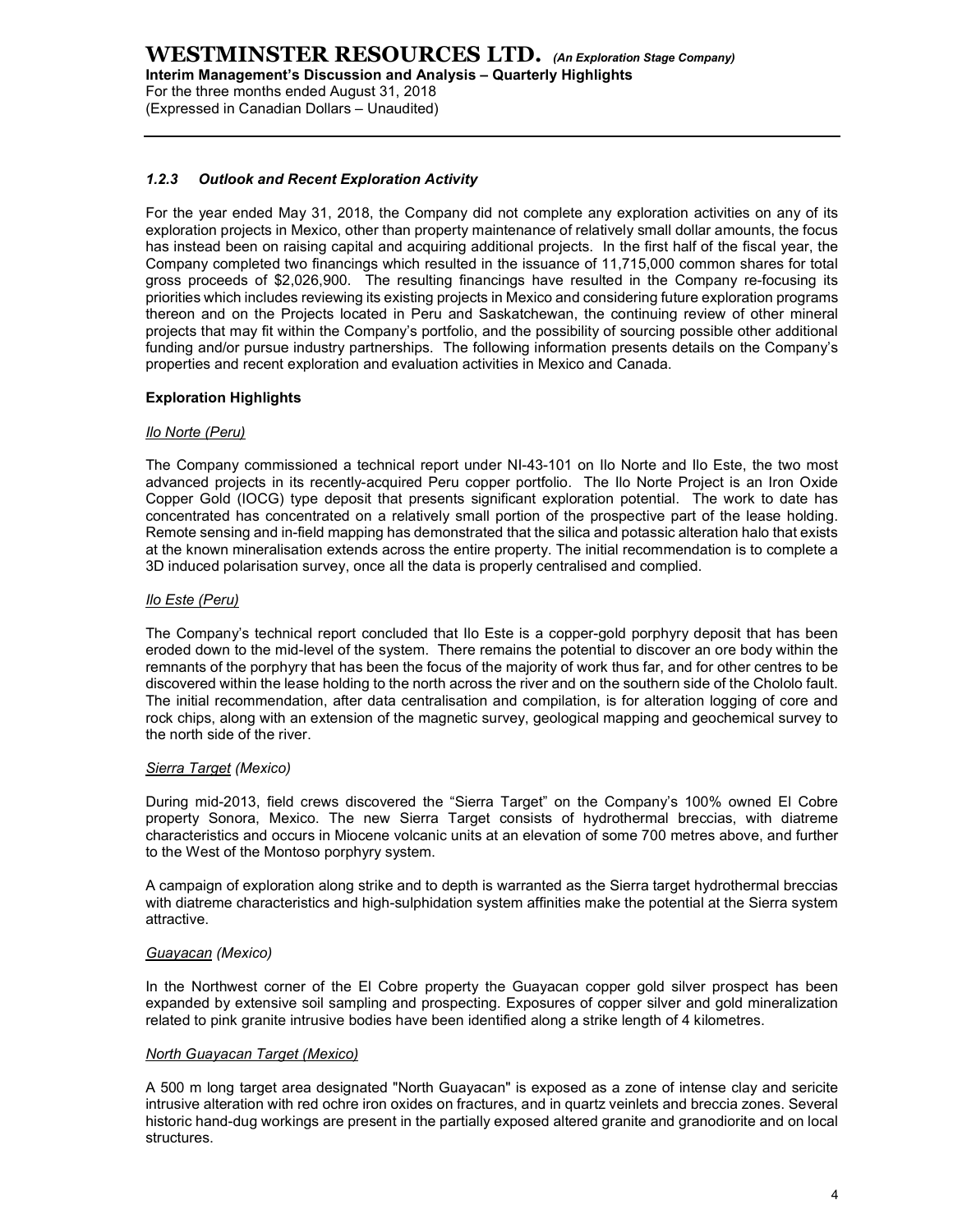### 1.2.3 *Outlook and Recent Exploration Activity*

For the year ended May 31, 2018, the Company did not complete any exploration activities on any of its exploration projects in Mexico, other than property maintenance of relatively small dollar amounts, the focus has instead been on raising capital and acquiring additional projects. In the first half of the fiscal year, the Company completed two financings which resulted in the issuance of 11,715,000 common shares for total gross proceeds of $2,026,900. The resulting financings have resulted in the Company re-focusing its priorities which includes reviewing its existing projects in Mexico and considering future exploration programs thereon and on the Projects located in Peru and Saskatchewan, the continuing review of other mineral projects that may fit within the Company's portfolio, and the possibility of sourcing possible other additional funding and/or pursue industry partnerships. The following information presents details on the Company's properties and recent exploration and evaluation activities in Mexico and Canada.

**Exploration Highlights**

*Ilo Norte (Peru)*

The Company commissioned a technical report under NI-43-101 on Ilo Norte and Ilo Este, the two most advanced projects in its recently-acquired Peru copper portfolio. The Ilo Norte Project is an Iron Oxide Copper Gold (IOCG) type deposit that presents significant exploration potential. The work to date has concentrated has concentrated on a relatively small portion of the prospective part of the lease holding. Remote sensing and in-field mapping has demonstrated that the silica and potassic alteration halo that exists at the known mineralisation extends across the entire property. The initial recommendation is to complete a 3D induced polarisation survey, once all the data is properly centralised and complied.

*Ilo Este (Peru)*

The Company's technical report concluded that Ilo Este is a copper-gold porphyry deposit that has been eroded down to the mid-level of the system. There remains the potential to discover an ore body within the remnants of the porphyry that has been the focus of the majority of work thus far, and for other centres to be discovered within the lease holding to the north across the river and on the southern side of the Chololo fault. The initial recommendation, after data centralisation and compilation, is for alteration logging of core and rock chips, along with an extension of the magnetic survey, geological mapping and geochemical survey to the north side of the river.

*Sierra Target (Mexico)*

During mid-2013, field crews discovered the "Sierra Target" on the Company's 100% owned El Cobre property Sonora, Mexico. The new Sierra Target consists of hydrothermal breccias, with diatreme characteristics and occurs in Miocene volcanic units at an elevation of some 700 metres above, and further to the West of the Montoso porphyry system.

A campaign of exploration along strike and to depth is warranted as the Sierra target hydrothermal breccias with diatreme characteristics and high-sulphidation system affinities make the potential at the Sierra system attractive.

*Guayacan (Mexico)*

In the Northwest corner of the El Cobre property the Guayacan copper gold silver prospect has been expanded by extensive soil sampling and prospecting. Exposures of copper silver and gold mineralization related to pink granite intrusive bodies have been identified along a strike length of 4 kilometres.

*North Guayacan Target (Mexico)*

A 500 m long target area designated "North Guayacan" is exposed as a zone of intense clay and sericite intrusive alteration with red ochre iron oxides on fractures, and in quartz veinlets and breccia zones. Several historic hand-dug workings are present in the partially exposed altered granite and granodiorite and on local structures.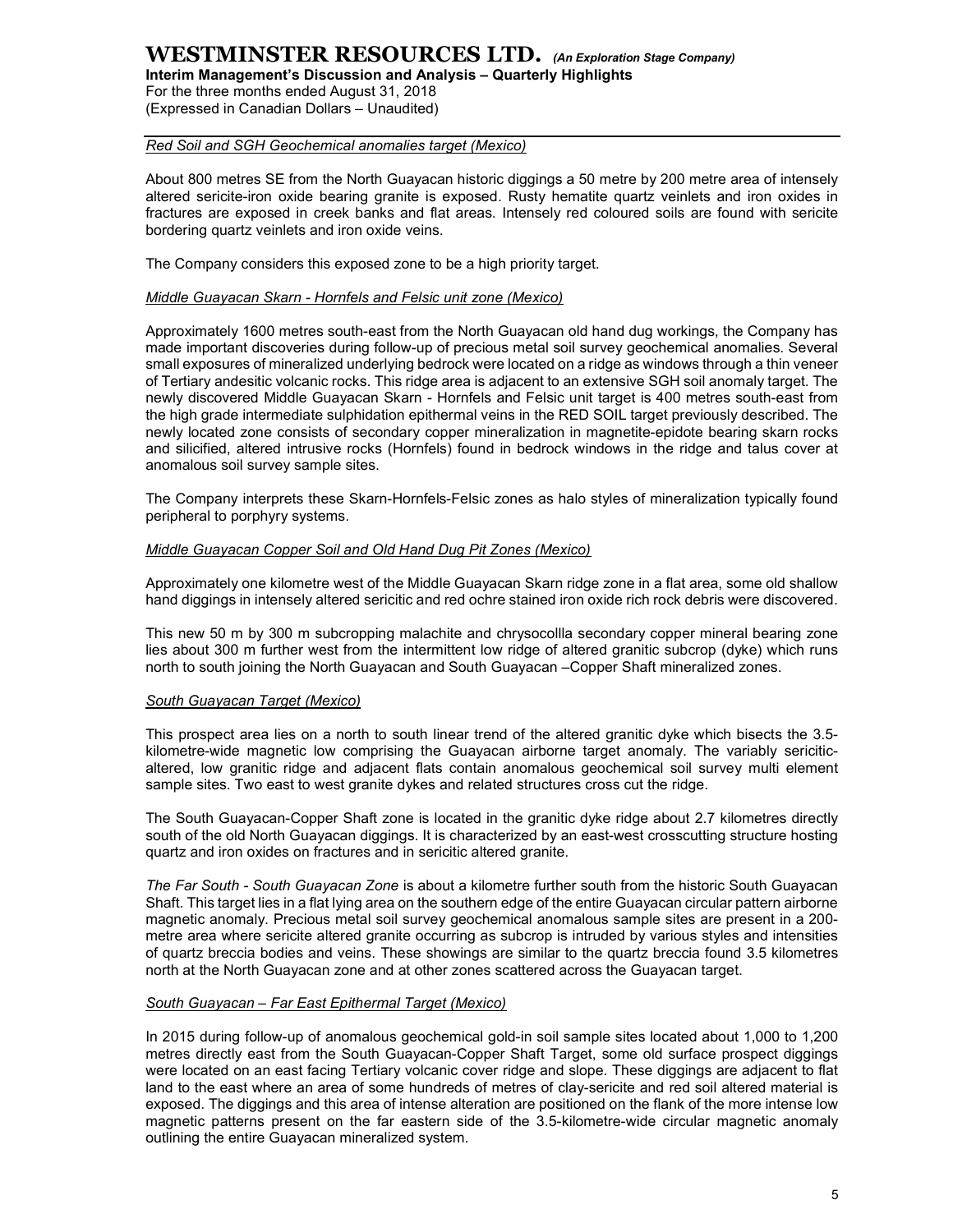#### *Red Soil and SGH Geochemical anomalies target (Mexico)*

About 800 metres SE from the North Guayacan historic diggings a 50 metre by 200 metre area of intensely altered sericite-iron oxide bearing granite is exposed. Rusty hematite quartz veinlets and iron oxides in fractures are exposed in creek banks and flat areas. Intensely red coloured soils are found with sericite bordering quartz veinlets and iron oxide veins.

The Company considers this exposed zone to be a high priority target.

#### *Middle Guayacan Skarn - Hornfels and Felsic unit zone (Mexico)*

Approximately 1600 metres south-east from the North Guayacan old hand dug workings, the Company has made important discoveries during follow-up of precious metal soil survey geochemical anomalies. Several small exposures of mineralized underlying bedrock were located on a ridge as windows through a thin veneer of Tertiary andesitic volcanic rocks. This ridge area is adjacent to an extensive SGH soil anomaly target. The newly discovered Middle Guayacan Skarn - Hornfels and Felsic unit target is 400 metres south-east from the high grade intermediate sulphidation epithermal veins in the RED SOIL target previously described. The newly located zone consists of secondary copper mineralization in magnetite-epidote bearing skarn rocks and silicified, altered intrusive rocks (Hornfels) found in bedrock windows in the ridge and talus cover at anomalous soil survey sample sites.

The Company interprets these Skarn-Hornfels-Felsic zones as halo styles of mineralization typically found peripheral to porphyry systems.

#### *Middle Guayacan Copper Soil and Old Hand Dug Pit Zones (Mexico)*

Approximately one kilometre west of the Middle Guayacan Skarn ridge zone in a flat area, some old shallow hand diggings in intensely altered sericitic and red ochre stained iron oxide rich rock debris were discovered.

This new 50 m by 300 m subcropping malachite and chrysocollla secondary copper mineral bearing zone lies about 300 m further west from the intermittent low ridge of altered granitic subcrop (dyke) which runs north to south joining the North Guayacan and South Guayacan –Copper Shaft mineralized zones.

#### *South Guayacan Target (Mexico)*

This prospect area lies on a north to south linear trend of the altered granitic dyke which bisects the 3.5-kilometre-wide magnetic low comprising the Guayacan airborne target anomaly. The variably sericitic-altered, low granitic ridge and adjacent flats contain anomalous geochemical soil survey multi element sample sites. Two east to west granite dykes and related structures cross cut the ridge.

The South Guayacan-Copper Shaft zone is located in the granitic dyke ridge about 2.7 kilometres directly south of the old North Guayacan diggings. It is characterized by an east-west crosscutting structure hosting quartz and iron oxides on fractures and in sericitic altered granite.

*The Far South - South Guayacan Zone* is about a kilometre further south from the historic South Guayacan Shaft. This target lies in a flat lying area on the southern edge of the entire Guayacan circular pattern airborne magnetic anomaly. Precious metal soil survey geochemical anomalous sample sites are present in a 200-metre area where sericite altered granite occurring as subcrop is intruded by various styles and intensities of quartz breccia bodies and veins. These showings are similar to the quartz breccia found 3.5 kilometres north at the North Guayacan zone and at other zones scattered across the Guayacan target.

#### *South Guayacan – Far East Epithermal Target (Mexico)*

In 2015 during follow-up of anomalous geochemical gold-in soil sample sites located about 1,000 to 1,200 metres directly east from the South Guayacan-Copper Shaft Target, some old surface prospect diggings were located on an east facing Tertiary volcanic cover ridge and slope. These diggings are adjacent to flat land to the east where an area of some hundreds of metres of clay-sericite and red soil altered material is exposed. The diggings and this area of intense alteration are positioned on the flank of the more intense low magnetic patterns present on the far eastern side of the 3.5-kilometre-wide circular magnetic anomaly outlining the entire Guayacan mineralized system.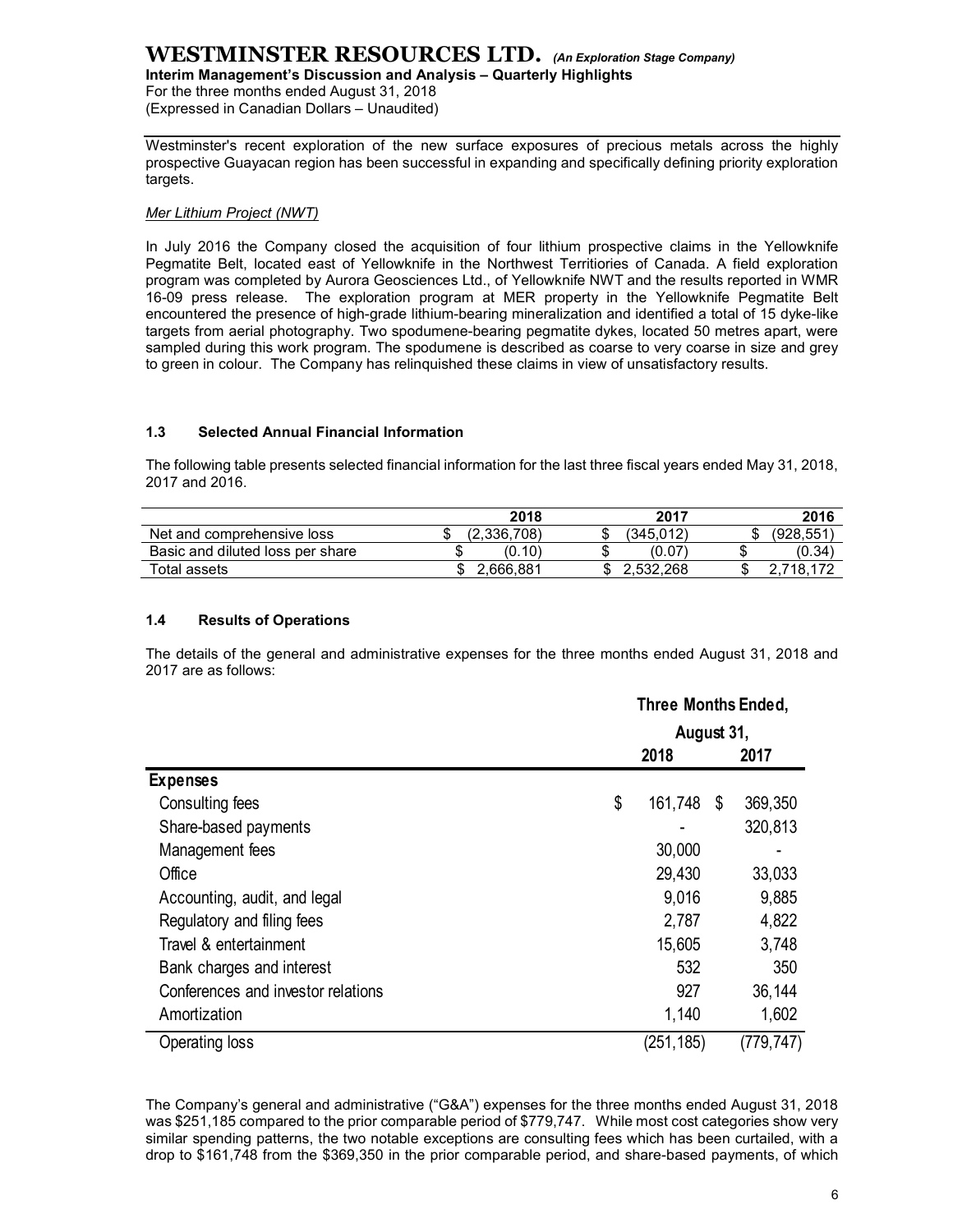Westminster's recent exploration of the new surface exposures of precious metals across the highly prospective Guayacan region has been successful in expanding and specifically defining priority exploration targets.

*Mer Lithium Project (NWT)*

In July 2016 the Company closed the acquisition of four lithium prospective claims in the Yellowknife Pegmatite Belt, located east of Yellowknife in the Northwest Territiories of Canada. A field exploration program was completed by Aurora Geosciences Ltd., of Yellowknife NWT and the results reported in WMR 16-09 press release. The exploration program at MER property in the Yellowknife Pegmatite Belt encountered the presence of high-grade lithium-bearing mineralization and identified a total of 15 dyke-like targets from aerial photography. Two spodumene-bearing pegmatite dykes, located 50 metres apart, were sampled during this work program. The spodumene is described as coarse to very coarse in size and grey to green in colour. The Company has relinquished these claims in view of unsatisfactory results.

### 1.3 Selected Annual Financial Information

The following table presents selected financial information for the last three fiscal years ended May 31, 2018, 2017 and 2016.

| | 2018 | 2017 | 2016 |
|---|---|---|---|
| Net and comprehensive loss | $ (2,336,708) | $ (345,012) | $ (928,551) |
| Basic and diluted loss per share | $ (0.10) | $ (0.07) | $ (0.34) |
| Total assets | $ 2,666,881 | $ 2,532,268 | $ 2,718,172 |

### 1.4 Results of Operations

The details of the general and administrative expenses for the three months ended August 31, 2018 and 2017 are as follows:

| | Three Months Ended, August 31, 2018 | Three Months Ended, August 31, 2017 |
|---|---|---|
| **Expenses** | | |
| Consulting fees | $ 161,748 | $ 369,350 |
| Share-based payments | - | 320,813 |
| Management fees | 30,000 | - |
| Office | 29,430 | 33,033 |
| Accounting, audit, and legal | 9,016 | 9,885 |
| Regulatory and filing fees | 2,787 | 4,822 |
| Travel & entertainment | 15,605 | 3,748 |
| Bank charges and interest | 532 | 350 |
| Conferences and investor relations | 927 | 36,144 |
| Amortization | 1,140 | 1,602 |
| Operating loss | (251,185) | (779,747) |

The Company's general and administrative ("G&A") expenses for the three months ended August 31, 2018 was $251,185 compared to the prior comparable period of $779,747. While most cost categories show very similar spending patterns, the two notable exceptions are consulting fees which has been curtailed, with a drop to $161,748 from the $369,350 in the prior comparable period, and share-based payments, of which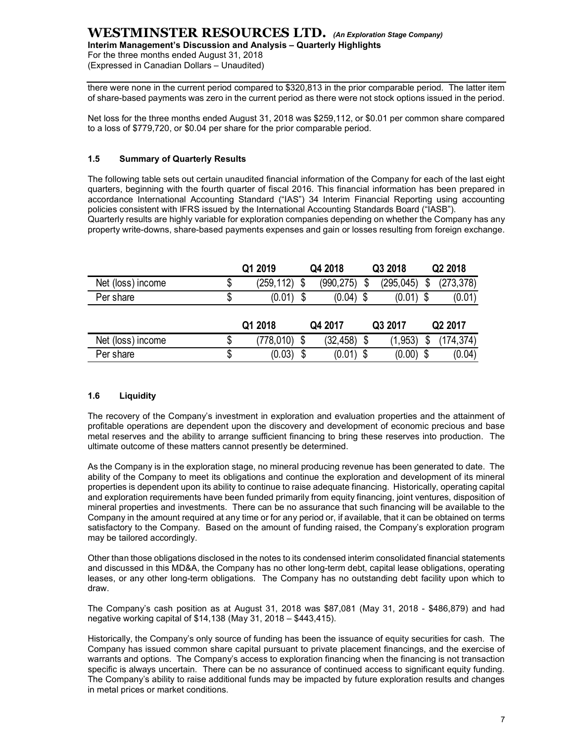there were none in the current period compared to $320,813 in the prior comparable period. The latter item of share-based payments was zero in the current period as there were not stock options issued in the period.

Net loss for the three months ended August 31, 2018 was $259,112, or $0.01 per common share compared to a loss of $779,720, or $0.04 per share for the prior comparable period.

### 1.5 Summary of Quarterly Results

The following table sets out certain unaudited financial information of the Company for each of the last eight quarters, beginning with the fourth quarter of fiscal 2016. This financial information has been prepared in accordance International Accounting Standard ("IAS") 34 Interim Financial Reporting using accounting policies consistent with IFRS issued by the International Accounting Standards Board ("IASB").
Quarterly results are highly variable for exploration companies depending on whether the Company has any property write-downs, share-based payments expenses and gain or losses resulting from foreign exchange.

| | Q1 2019 | Q4 2018 | Q3 2018 | Q2 2018 |
|---|---|---|---|---|
| Net (loss) income | $ (259,112) | $ (990,275) | $ (295,045) | $ (273,378) |
| Per share | $ (0.01) | $ (0.04) | $ (0.01) | $ (0.01) |

| | Q1 2018 | Q4 2017 | Q3 2017 | Q2 2017 |
|---|---|---|---|---|
| Net (loss) income | $ (778,010) | $ (32,458) | $ (1,953) | $ (174,374) |
| Per share | $ (0.03) | $ (0.01) | $ (0.00) | $ (0.04) |

### 1.6 Liquidity

The recovery of the Company's investment in exploration and evaluation properties and the attainment of profitable operations are dependent upon the discovery and development of economic precious and base metal reserves and the ability to arrange sufficient financing to bring these reserves into production. The ultimate outcome of these matters cannot presently be determined.

As the Company is in the exploration stage, no mineral producing revenue has been generated to date. The ability of the Company to meet its obligations and continue the exploration and development of its mineral properties is dependent upon its ability to continue to raise adequate financing. Historically, operating capital and exploration requirements have been funded primarily from equity financing, joint ventures, disposition of mineral properties and investments. There can be no assurance that such financing will be available to the Company in the amount required at any time or for any period or, if available, that it can be obtained on terms satisfactory to the Company. Based on the amount of funding raised, the Company's exploration program may be tailored accordingly.

Other than those obligations disclosed in the notes to its condensed interim consolidated financial statements and discussed in this MD&A, the Company has no other long-term debt, capital lease obligations, operating leases, or any other long-term obligations. The Company has no outstanding debt facility upon which to draw.

The Company's cash position as at August 31, 2018 was $87,081 (May 31, 2018 - $486,879) and had negative working capital of $14,138 (May 31, 2018 – $443,415).

Historically, the Company's only source of funding has been the issuance of equity securities for cash. The Company has issued common share capital pursuant to private placement financings, and the exercise of warrants and options. The Company's access to exploration financing when the financing is not transaction specific is always uncertain. There can be no assurance of continued access to significant equity funding. The Company's ability to raise additional funds may be impacted by future exploration results and changes in metal prices or market conditions.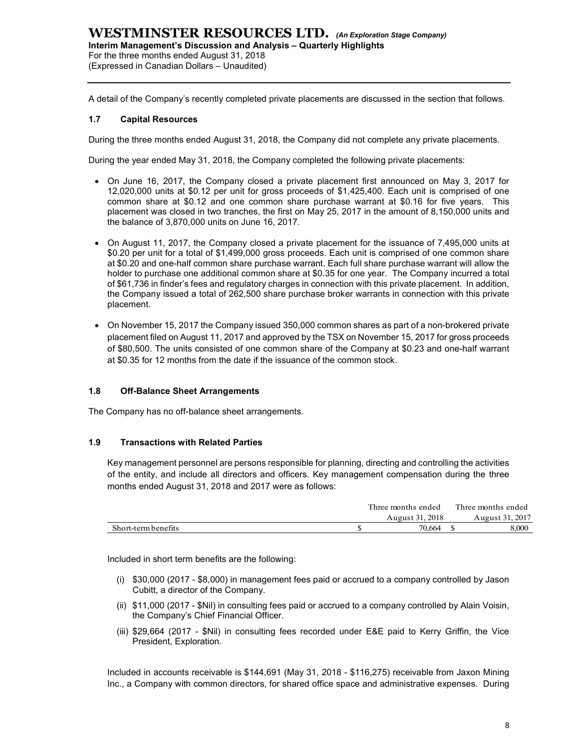A detail of the Company's recently completed private placements are discussed in the section that follows.

### 1.7 Capital Resources

During the three months ended August 31, 2018, the Company did not complete any private placements.

During the year ended May 31, 2018, the Company completed the following private placements:

- On June 16, 2017, the Company closed a private placement first announced on May 3, 2017 for 12,020,000 units at $0.12 per unit for gross proceeds of $1,425,400. Each unit is comprised of one common share at $0.12 and one common share purchase warrant at $0.16 for five years. This placement was closed in two tranches, the first on May 25, 2017 in the amount of 8,150,000 units and the balance of 3,870,000 units on June 16, 2017.
- On August 11, 2017, the Company closed a private placement for the issuance of 7,495,000 units at $0.20 per unit for a total of $1,499,000 gross proceeds. Each unit is comprised of one common share at $0.20 and one-half common share purchase warrant. Each full share purchase warrant will allow the holder to purchase one additional common share at $0.35 for one year. The Company incurred a total of $61,736 in finder's fees and regulatory charges in connection with this private placement. In addition, the Company issued a total of 262,500 share purchase broker warrants in connection with this private placement.
- On November 15, 2017 the Company issued 350,000 common shares as part of a non-brokered private placement filed on August 11, 2017 and approved by the TSX on November 15, 2017 for gross proceeds of $80,500. The units consisted of one common share of the Company at $0.23 and one-half warrant at $0.35 for 12 months from the date if the issuance of the common stock.

### 1.8 Off-Balance Sheet Arrangements

The Company has no off-balance sheet arrangements.

### 1.9 Transactions with Related Parties

Key management personnel are persons responsible for planning, directing and controlling the activities of the entity, and include all directors and officers. Key management compensation during the three months ended August 31, 2018 and 2017 were as follows:

| | Three months ended August 31, 2018 | Three months ended August 31, 2017 |
|---|---|---|
| Short-term benefits | $ 70,664 | $ 8,000 |

Included in short term benefits are the following:

(i) $30,000 (2017 - $8,000) in management fees paid or accrued to a company controlled by Jason Cubitt, a director of the Company.

(ii) $11,000 (2017 - $Nil) in consulting fees paid or accrued to a company controlled by Alain Voisin, the Company's Chief Financial Officer.

(iii) $29,664 (2017 - $Nil) in consulting fees recorded under E&E paid to Kerry Griffin, the Vice President, Exploration.

Included in accounts receivable is $144,691 (May 31, 2018 - $116,275) receivable from Jaxon Mining Inc., a Company with common directors, for shared office space and administrative expenses. During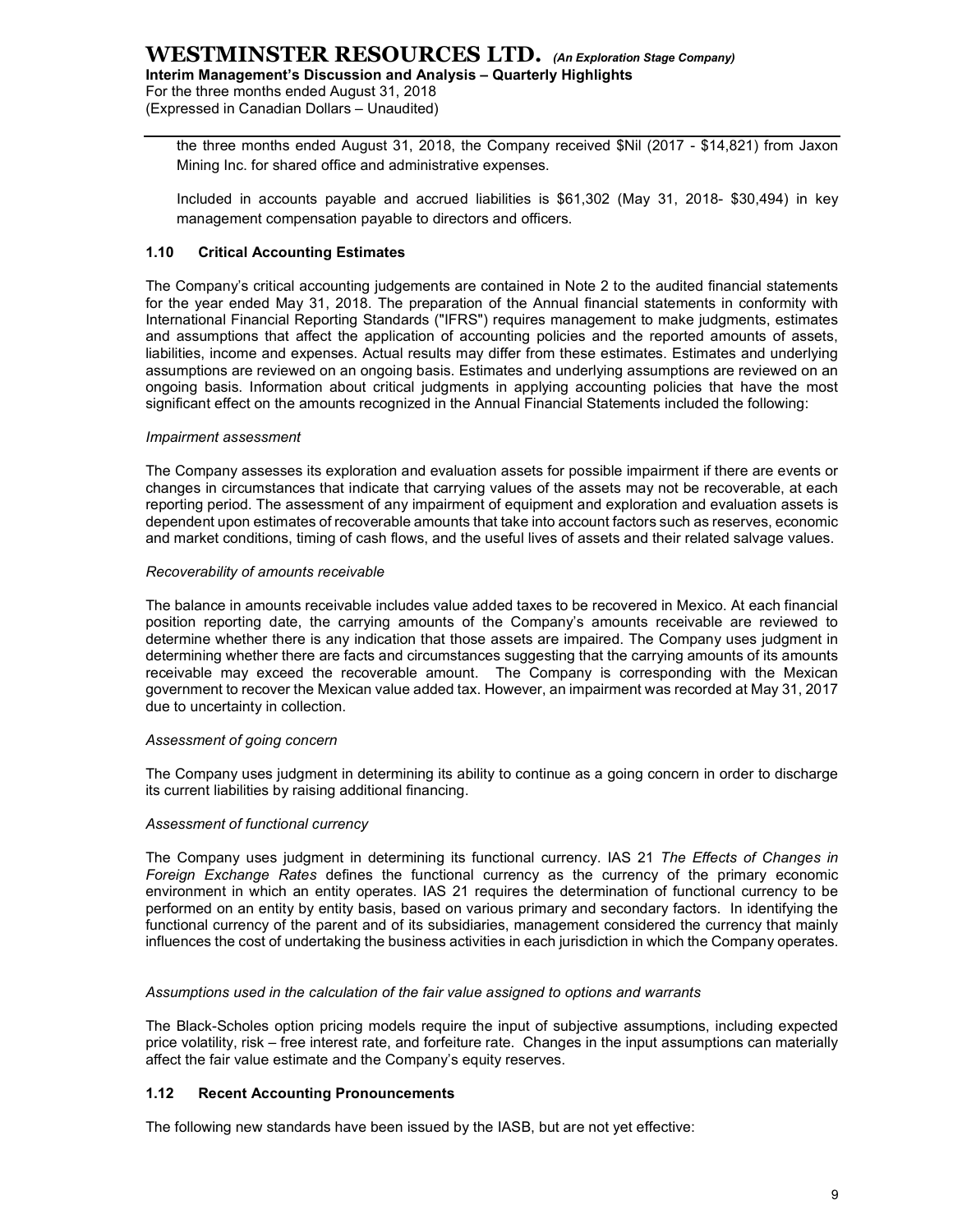the three months ended August 31, 2018, the Company received $Nil (2017 - $14,821) from Jaxon Mining Inc. for shared office and administrative expenses.

Included in accounts payable and accrued liabilities is $61,302 (May 31, 2018- $30,494) in key management compensation payable to directors and officers.

### 1.10 Critical Accounting Estimates

The Company's critical accounting judgements are contained in Note 2 to the audited financial statements for the year ended May 31, 2018. The preparation of the Annual financial statements in conformity with International Financial Reporting Standards ("IFRS") requires management to make judgments, estimates and assumptions that affect the application of accounting policies and the reported amounts of assets, liabilities, income and expenses. Actual results may differ from these estimates. Estimates and underlying assumptions are reviewed on an ongoing basis. Estimates and underlying assumptions are reviewed on an ongoing basis. Information about critical judgments in applying accounting policies that have the most significant effect on the amounts recognized in the Annual Financial Statements included the following:

*Impairment assessment*

The Company assesses its exploration and evaluation assets for possible impairment if there are events or changes in circumstances that indicate that carrying values of the assets may not be recoverable, at each reporting period. The assessment of any impairment of equipment and exploration and evaluation assets is dependent upon estimates of recoverable amounts that take into account factors such as reserves, economic and market conditions, timing of cash flows, and the useful lives of assets and their related salvage values.

*Recoverability of amounts receivable*

The balance in amounts receivable includes value added taxes to be recovered in Mexico. At each financial position reporting date, the carrying amounts of the Company's amounts receivable are reviewed to determine whether there is any indication that those assets are impaired. The Company uses judgment in determining whether there are facts and circumstances suggesting that the carrying amounts of its amounts receivable may exceed the recoverable amount. The Company is corresponding with the Mexican government to recover the Mexican value added tax. However, an impairment was recorded at May 31, 2017 due to uncertainty in collection.

*Assessment of going concern*

The Company uses judgment in determining its ability to continue as a going concern in order to discharge its current liabilities by raising additional financing.

*Assessment of functional currency*

The Company uses judgment in determining its functional currency. IAS 21 *The Effects of Changes in Foreign Exchange Rates* defines the functional currency as the currency of the primary economic environment in which an entity operates. IAS 21 requires the determination of functional currency to be performed on an entity by entity basis, based on various primary and secondary factors. In identifying the functional currency of the parent and of its subsidiaries, management considered the currency that mainly influences the cost of undertaking the business activities in each jurisdiction in which the Company operates.

*Assumptions used in the calculation of the fair value assigned to options and warrants*

The Black-Scholes option pricing models require the input of subjective assumptions, including expected price volatility, risk – free interest rate, and forfeiture rate. Changes in the input assumptions can materially affect the fair value estimate and the Company's equity reserves.

### 1.12 Recent Accounting Pronouncements

The following new standards have been issued by the IASB, but are not yet effective: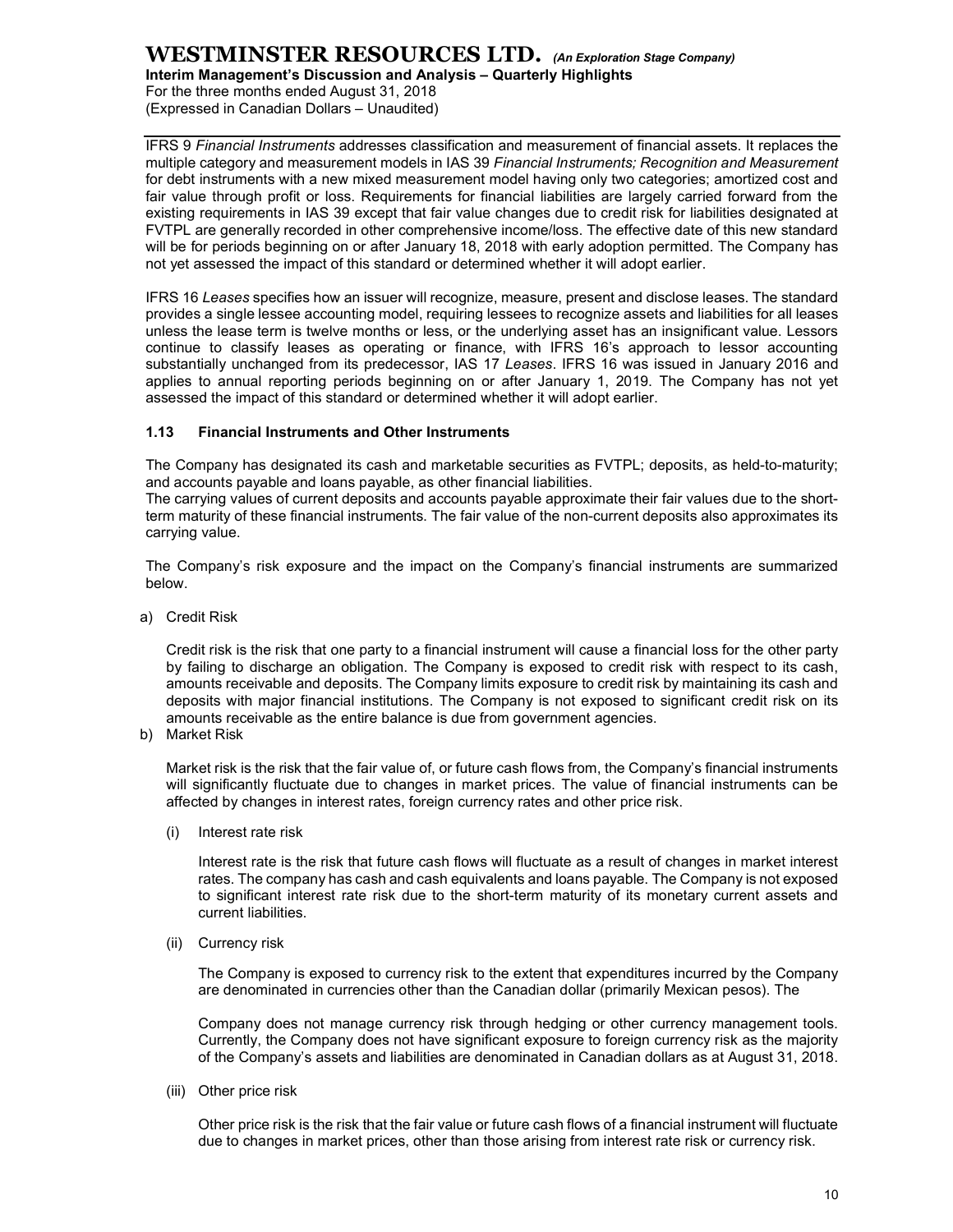IFRS 9 *Financial Instruments* addresses classification and measurement of financial assets. It replaces the multiple category and measurement models in IAS 39 *Financial Instruments; Recognition and Measurement* for debt instruments with a new mixed measurement model having only two categories; amortized cost and fair value through profit or loss. Requirements for financial liabilities are largely carried forward from the existing requirements in IAS 39 except that fair value changes due to credit risk for liabilities designated at FVTPL are generally recorded in other comprehensive income/loss. The effective date of this new standard will be for periods beginning on or after January 18, 2018 with early adoption permitted. The Company has not yet assessed the impact of this standard or determined whether it will adopt earlier.

IFRS 16 *Leases* specifies how an issuer will recognize, measure, present and disclose leases. The standard provides a single lessee accounting model, requiring lessees to recognize assets and liabilities for all leases unless the lease term is twelve months or less, or the underlying asset has an insignificant value. Lessors continue to classify leases as operating or finance, with IFRS 16's approach to lessor accounting substantially unchanged from its predecessor, IAS 17 *Leases*. IFRS 16 was issued in January 2016 and applies to annual reporting periods beginning on or after January 1, 2019. The Company has not yet assessed the impact of this standard or determined whether it will adopt earlier.

### 1.13 Financial Instruments and Other Instruments

The Company has designated its cash and marketable securities as FVTPL; deposits, as held-to-maturity; and accounts payable and loans payable, as other financial liabilities.
The carrying values of current deposits and accounts payable approximate their fair values due to the short-term maturity of these financial instruments. The fair value of the non-current deposits also approximates its carrying value.

The Company's risk exposure and the impact on the Company's financial instruments are summarized below.

a) Credit Risk

   Credit risk is the risk that one party to a financial instrument will cause a financial loss for the other party by failing to discharge an obligation. The Company is exposed to credit risk with respect to its cash, amounts receivable and deposits. The Company limits exposure to credit risk by maintaining its cash and deposits with major financial institutions. The Company is not exposed to significant credit risk on its amounts receivable as the entire balance is due from government agencies.

b) Market Risk

   Market risk is the risk that the fair value of, or future cash flows from, the Company's financial instruments will significantly fluctuate due to changes in market prices. The value of financial instruments can be affected by changes in interest rates, foreign currency rates and other price risk.

   (i) Interest rate risk

   Interest rate is the risk that future cash flows will fluctuate as a result of changes in market interest rates. The company has cash and cash equivalents and loans payable. The Company is not exposed to significant interest rate risk due to the short-term maturity of its monetary current assets and current liabilities.

   (ii) Currency risk

   The Company is exposed to currency risk to the extent that expenditures incurred by the Company are denominated in currencies other than the Canadian dollar (primarily Mexican pesos). The

   Company does not manage currency risk through hedging or other currency management tools. Currently, the Company does not have significant exposure to foreign currency risk as the majority of the Company's assets and liabilities are denominated in Canadian dollars as at August 31, 2018.

   (iii) Other price risk

   Other price risk is the risk that the fair value or future cash flows of a financial instrument will fluctuate due to changes in market prices, other than those arising from interest rate risk or currency risk.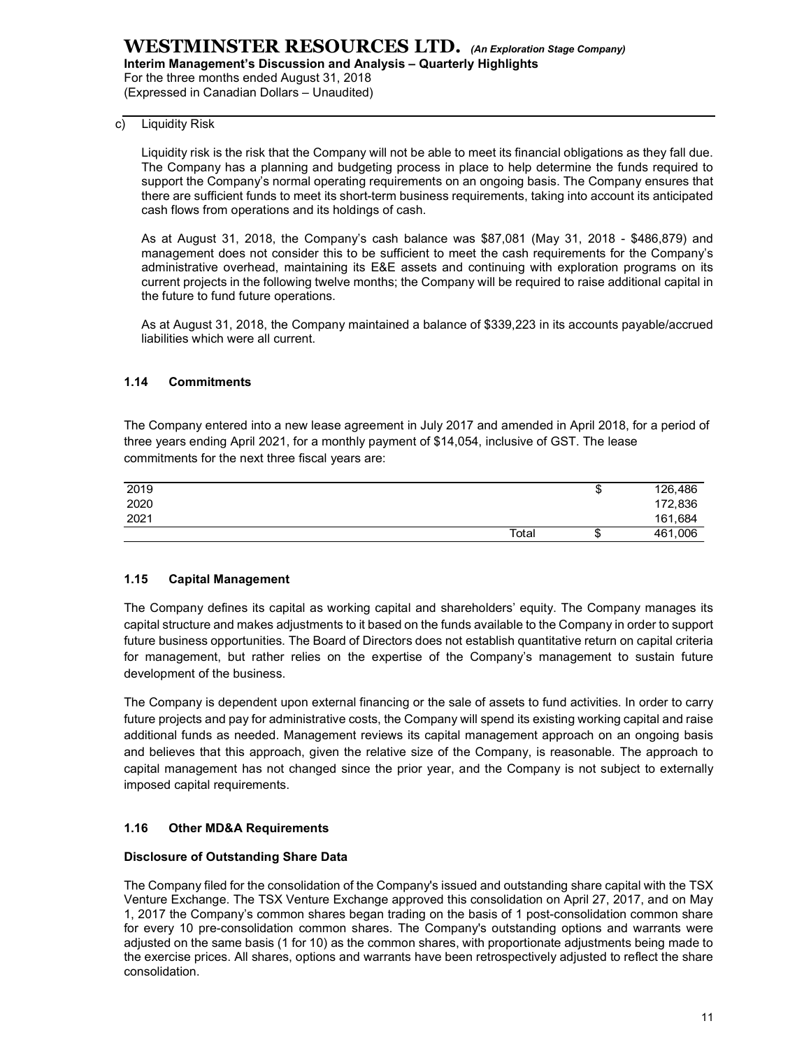c) Liquidity Risk

Liquidity risk is the risk that the Company will not be able to meet its financial obligations as they fall due. The Company has a planning and budgeting process in place to help determine the funds required to support the Company's normal operating requirements on an ongoing basis. The Company ensures that there are sufficient funds to meet its short-term business requirements, taking into account its anticipated cash flows from operations and its holdings of cash.

As at August 31, 2018, the Company's cash balance was $87,081 (May 31, 2018 - $486,879) and management does not consider this to be sufficient to meet the cash requirements for the Company's administrative overhead, maintaining its E&E assets and continuing with exploration programs on its current projects in the following twelve months; the Company will be required to raise additional capital in the future to fund future operations.

As at August 31, 2018, the Company maintained a balance of $339,223 in its accounts payable/accrued liabilities which were all current.

### 1.14 Commitments

The Company entered into a new lease agreement in July 2017 and amended in April 2018, for a period of three years ending April 2021, for a monthly payment of $14,054, inclusive of GST. The lease commitments for the next three fiscal years are:

| | | | |
|---|---|---|---|
| 2019 | | $ | 126,486 |
| 2020 | | | 172,836 |
| 2021 | | | 161,684 |
| | Total | $ | 461,006 |

### 1.15 Capital Management

The Company defines its capital as working capital and shareholders' equity. The Company manages its capital structure and makes adjustments to it based on the funds available to the Company in order to support future business opportunities. The Board of Directors does not establish quantitative return on capital criteria for management, but rather relies on the expertise of the Company's management to sustain future development of the business.

The Company is dependent upon external financing or the sale of assets to fund activities. In order to carry future projects and pay for administrative costs, the Company will spend its existing working capital and raise additional funds as needed. Management reviews its capital management approach on an ongoing basis and believes that this approach, given the relative size of the Company, is reasonable. The approach to capital management has not changed since the prior year, and the Company is not subject to externally imposed capital requirements.

### 1.16 Other MD&A Requirements

**Disclosure of Outstanding Share Data**

The Company filed for the consolidation of the Company's issued and outstanding share capital with the TSX Venture Exchange. The TSX Venture Exchange approved this consolidation on April 27, 2017, and on May 1, 2017 the Company's common shares began trading on the basis of 1 post-consolidation common share for every 10 pre-consolidation common shares. The Company's outstanding options and warrants were adjusted on the same basis (1 for 10) as the common shares, with proportionate adjustments being made to the exercise prices. All shares, options and warrants have been retrospectively adjusted to reflect the share consolidation.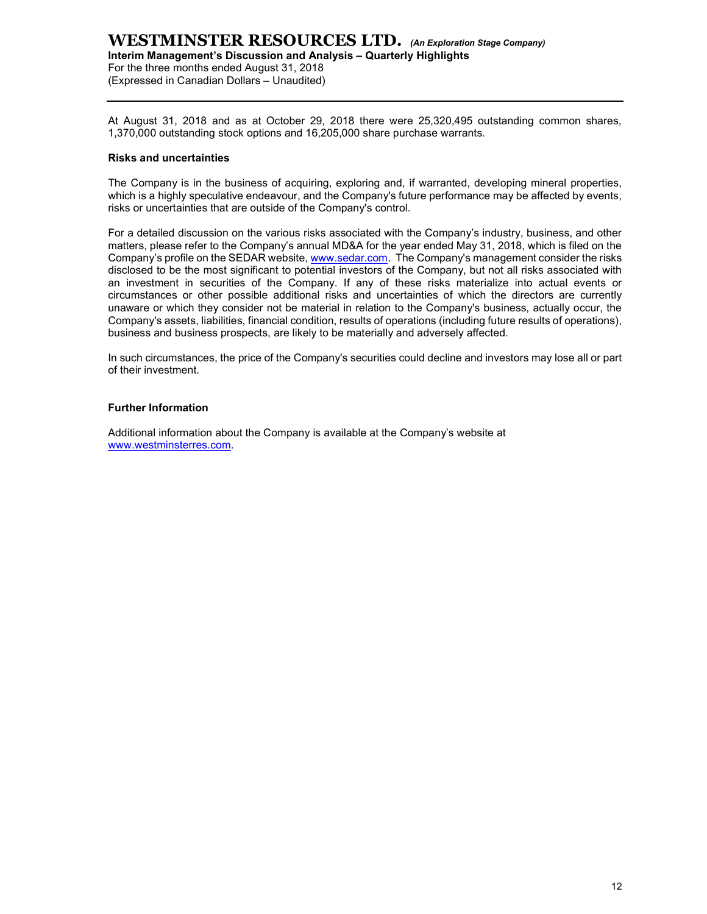At August 31, 2018 and as at October 29, 2018 there were 25,320,495 outstanding common shares, 1,370,000 outstanding stock options and 16,205,000 share purchase warrants.

**Risks and uncertainties**

The Company is in the business of acquiring, exploring and, if warranted, developing mineral properties, which is a highly speculative endeavour, and the Company's future performance may be affected by events, risks or uncertainties that are outside of the Company's control.

For a detailed discussion on the various risks associated with the Company's industry, business, and other matters, please refer to the Company's annual MD&A for the year ended May 31, 2018, which is filed on the Company's profile on the SEDAR website, www.sedar.com. The Company's management consider the risks disclosed to be the most significant to potential investors of the Company, but not all risks associated with an investment in securities of the Company. If any of these risks materialize into actual events or circumstances or other possible additional risks and uncertainties of which the directors are currently unaware or which they consider not be material in relation to the Company's business, actually occur, the Company's assets, liabilities, financial condition, results of operations (including future results of operations), business and business prospects, are likely to be materially and adversely affected.

In such circumstances, the price of the Company's securities could decline and investors may lose all or part of their investment.

**Further Information**

Additional information about the Company is available at the Company's website at www.westminsterres.com.